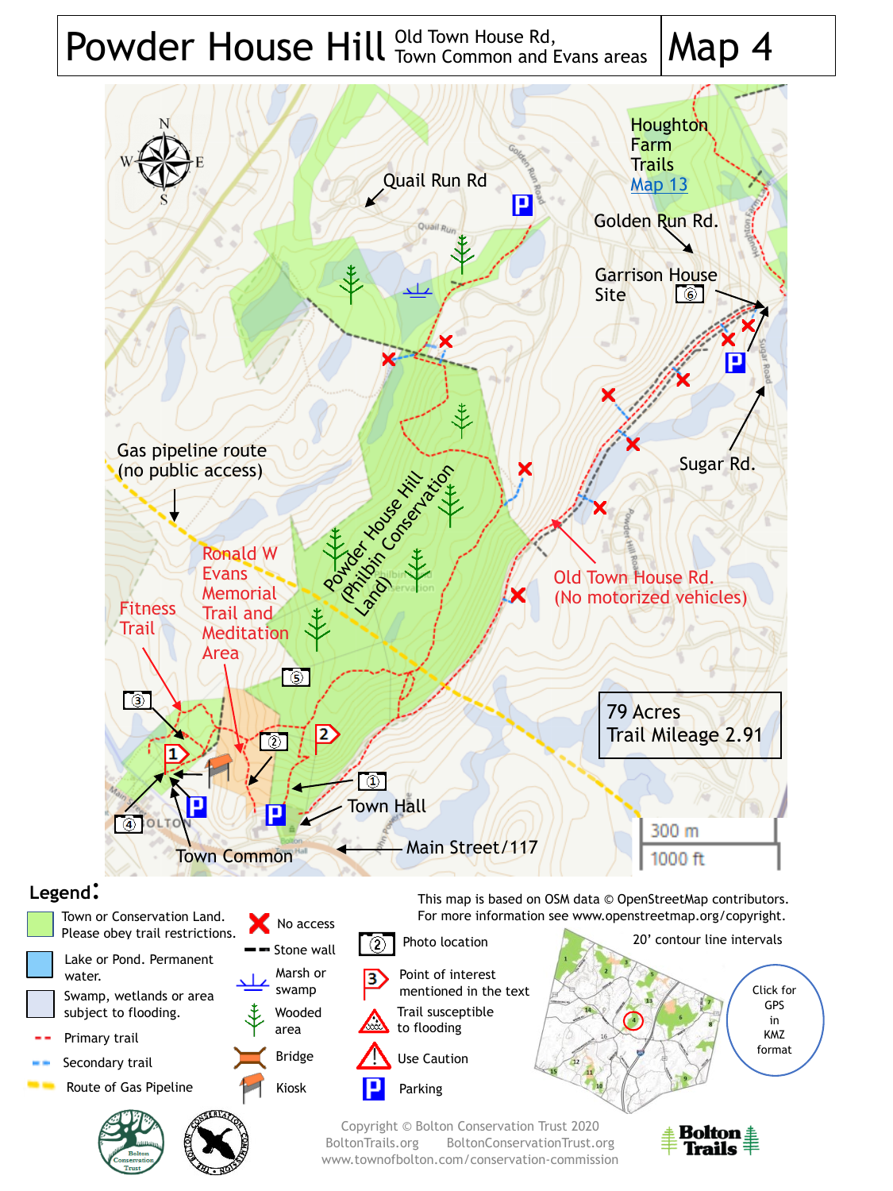# Powder House Hill

Old Town House Rd, Town Common and Evans areas

Map 4

Houghton Farm Trails Map 13

Quail Run Rd

Golden Run Rd.

Garrison House Site ⑥

Gas pipeline route (no public access)

Sugar Rd.

Powder House Hill (Philbin Conservation Land)

Ronald W Evans Memorial Trail and Meditation Area

Fitness Trail

Old Town House Rd. (No motorized vehicles)

79 Acres
Trail Mileage 2.91

Town Hall

Town Common

Main Street/117

300 m
1000 ft

**Legend:**

- Town or Conservation Land. Please obey trail restrictions.
- Lake or Pond. Permanent water.
- Swamp, wetlands or area subject to flooding.
- Primary trail
- Secondary trail
- Route of Gas Pipeline
- No access
- Stone wall
- Marsh or swamp
- Wooded area
- Bridge
- Kiosk
- Photo location
- Point of interest mentioned in the text
- Trail susceptible to flooding
- Use Caution
- Parking

This map is based on OSM data © OpenStreetMap contributors. For more information see www.openstreetmap.org/copyright.

20' contour line intervals

Click for GPS in KMZ format

Copyright © Bolton Conservation Trust 2020
BoltonTrails.org BoltonConservationTrust.org
www.townofbolton.com/conservation-commission

Bolton Trails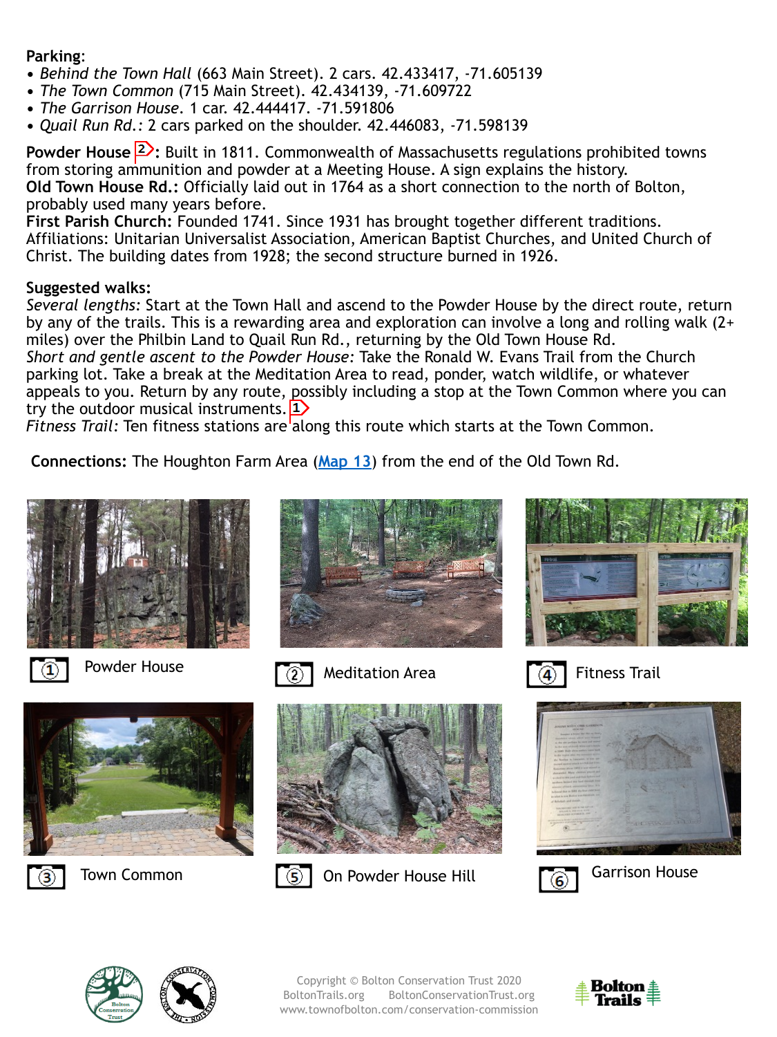**Parking**:

- *Behind the Town Hall* (663 Main Street). 2 cars. 42.433417, -71.605139
- *The Town Common* (715 Main Street). 42.434139, -71.609722
- *The Garrison House*. 1 car. 42.444417. -71.591806
- *Quail Run Rd.*: 2 cars parked on the shoulder. 42.446083, -71.598139

**Powder House** 2: Built in 1811. Commonwealth of Massachusetts regulations prohibited towns from storing ammunition and powder at a Meeting House. A sign explains the history.
**Old Town House Rd.:** Officially laid out in 1764 as a short connection to the north of Bolton, probably used many years before.
**First Parish Church:** Founded 1741. Since 1931 has brought together different traditions. Affiliations: Unitarian Universalist Association, American Baptist Churches, and United Church of Christ. The building dates from 1928; the second structure burned in 1926.

**Suggested walks:**
*Several lengths:* Start at the Town Hall and ascend to the Powder House by the direct route, return by any of the trails. This is a rewarding area and exploration can involve a long and rolling walk (2+ miles) over the Philbin Land to Quail Run Rd., returning by the Old Town House Rd.
*Short and gentle ascent to the Powder House:* Take the Ronald W. Evans Trail from the Church parking lot. Take a break at the Meditation Area to read, ponder, watch wildlife, or whatever appeals to you. Return by any route, possibly including a stop at the Town Common where you can try the outdoor musical instruments. 1
*Fitness Trail:* Ten fitness stations are along this route which starts at the Town Common.

**Connections:** The Houghton Farm Area (Map 13) from the end of the Old Town Rd.

1 Powder House

2 Meditation Area

4 Fitness Trail

3 Town Common

5 On Powder House Hill

6 Garrison House

Copyright © Bolton Conservation Trust 2020
BoltonTrails.org BoltonConservationTrust.org
www.townofbolton.com/conservation-commission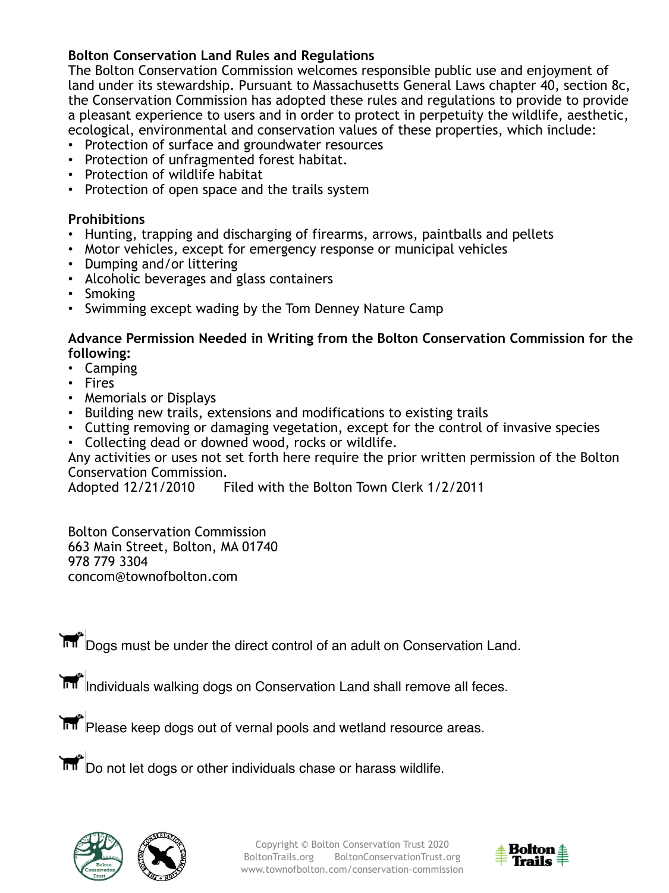**Bolton Conservation Land Rules and Regulations**

The Bolton Conservation Commission welcomes responsible public use and enjoyment of land under its stewardship. Pursuant to Massachusetts General Laws chapter 40, section 8c, the Conservation Commission has adopted these rules and regulations to provide to provide a pleasant experience to users and in order to protect in perpetuity the wildlife, aesthetic, ecological, environmental and conservation values of these properties, which include:

- Protection of surface and groundwater resources
- Protection of unfragmented forest habitat.
- Protection of wildlife habitat
- Protection of open space and the trails system

**Prohibitions**

- Hunting, trapping and discharging of firearms, arrows, paintballs and pellets
- Motor vehicles, except for emergency response or municipal vehicles
- Dumping and/or littering
- Alcoholic beverages and glass containers
- Smoking
- Swimming except wading by the Tom Denney Nature Camp

**Advance Permission Needed in Writing from the Bolton Conservation Commission for the following:**

- Camping
- Fires
- Memorials or Displays
- Building new trails, extensions and modifications to existing trails
- Cutting removing or damaging vegetation, except for the control of invasive species
- Collecting dead or downed wood, rocks or wildlife.

Any activities or uses not set forth here require the prior written permission of the Bolton Conservation Commission.

Adopted 12/21/2010 Filed with the Bolton Town Clerk 1/2/2011

Bolton Conservation Commission
663 Main Street, Bolton, MA 01740
978 779 3304
concom@townofbolton.com

Dogs must be under the direct control of an adult on Conservation Land.

Individuals walking dogs on Conservation Land shall remove all feces.

Please keep dogs out of vernal pools and wetland resource areas.

Do not let dogs or other individuals chase or harass wildlife.

Copyright © Bolton Conservation Trust 2020
BoltonTrails.org BoltonConservationTrust.org
www.townofbolton.com/conservation-commission